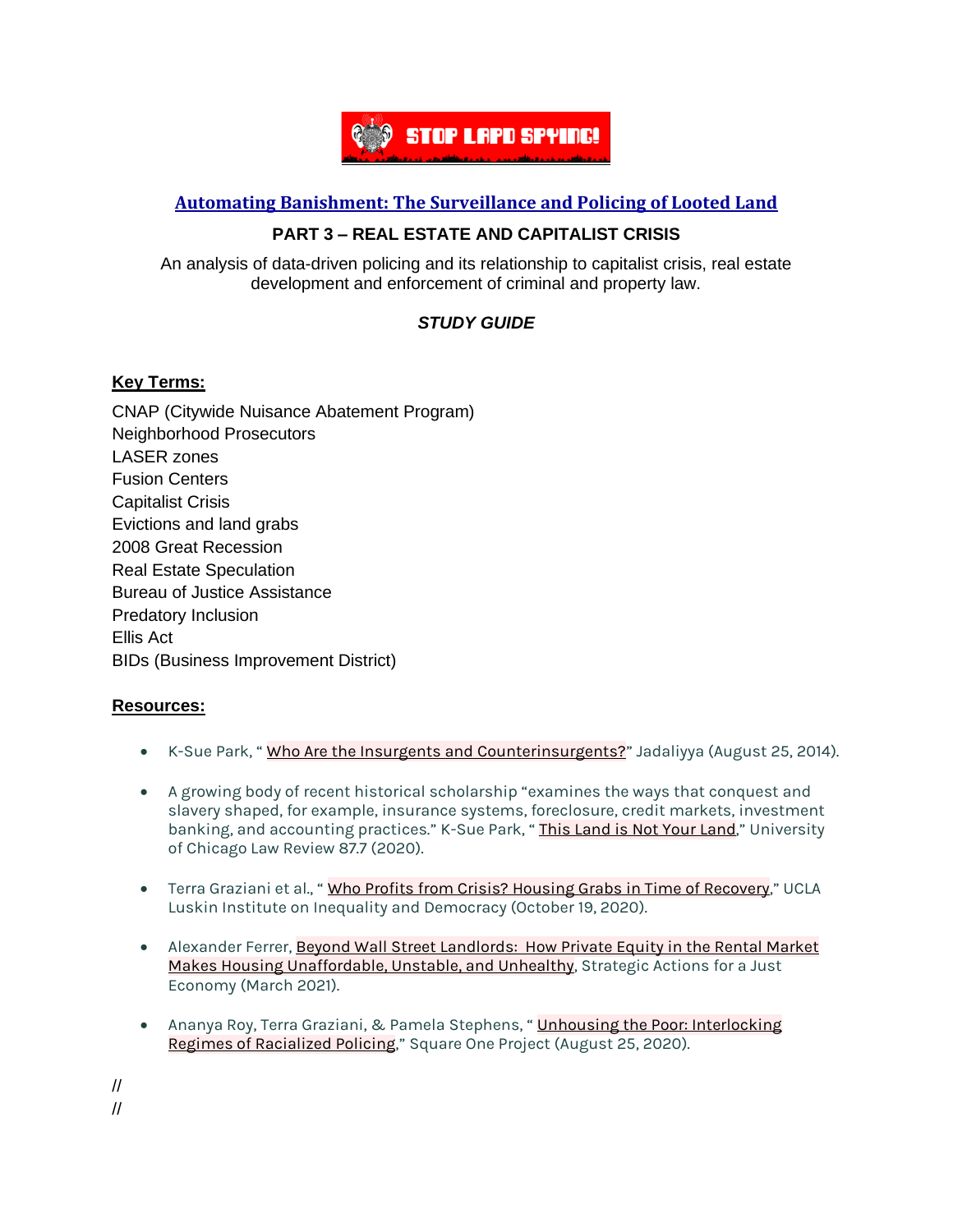STOP LAPD SPYING!

## Automating Banishment: The Surveillance and Policing of Looted Land

### PART 3 – REAL ESTATE AND CAPITALIST CRISIS

An analysis of data-driven policing and its relationship to capitalist crisis, real estate development and enforcement of criminal and property law.

***STUDY GUIDE***

**Key Terms:**

CNAP (Citywide Nuisance Abatement Program)
Neighborhood Prosecutors
LASER zones
Fusion Centers
Capitalist Crisis
Evictions and land grabs
2008 Great Recession
Real Estate Speculation
Bureau of Justice Assistance
Predatory Inclusion
Ellis Act
BIDs (Business Improvement District)

**Resources:**

- K-Sue Park, " Who Are the Insurgents and Counterinsurgents?" Jadaliyya (August 25, 2014).
- A growing body of recent historical scholarship "examines the ways that conquest and slavery shaped, for example, insurance systems, foreclosure, credit markets, investment banking, and accounting practices." K-Sue Park, " This Land is Not Your Land," University of Chicago Law Review 87.7 (2020).
- Terra Graziani et al., " Who Profits from Crisis? Housing Grabs in Time of Recovery," UCLA Luskin Institute on Inequality and Democracy (October 19, 2020).
- Alexander Ferrer, Beyond Wall Street Landlords: How Private Equity in the Rental Market Makes Housing Unaffordable, Unstable, and Unhealthy, Strategic Actions for a Just Economy (March 2021).
- Ananya Roy, Terra Graziani, & Pamela Stephens, " Unhousing the Poor: Interlocking Regimes of Racialized Policing," Square One Project (August 25, 2020).

//
//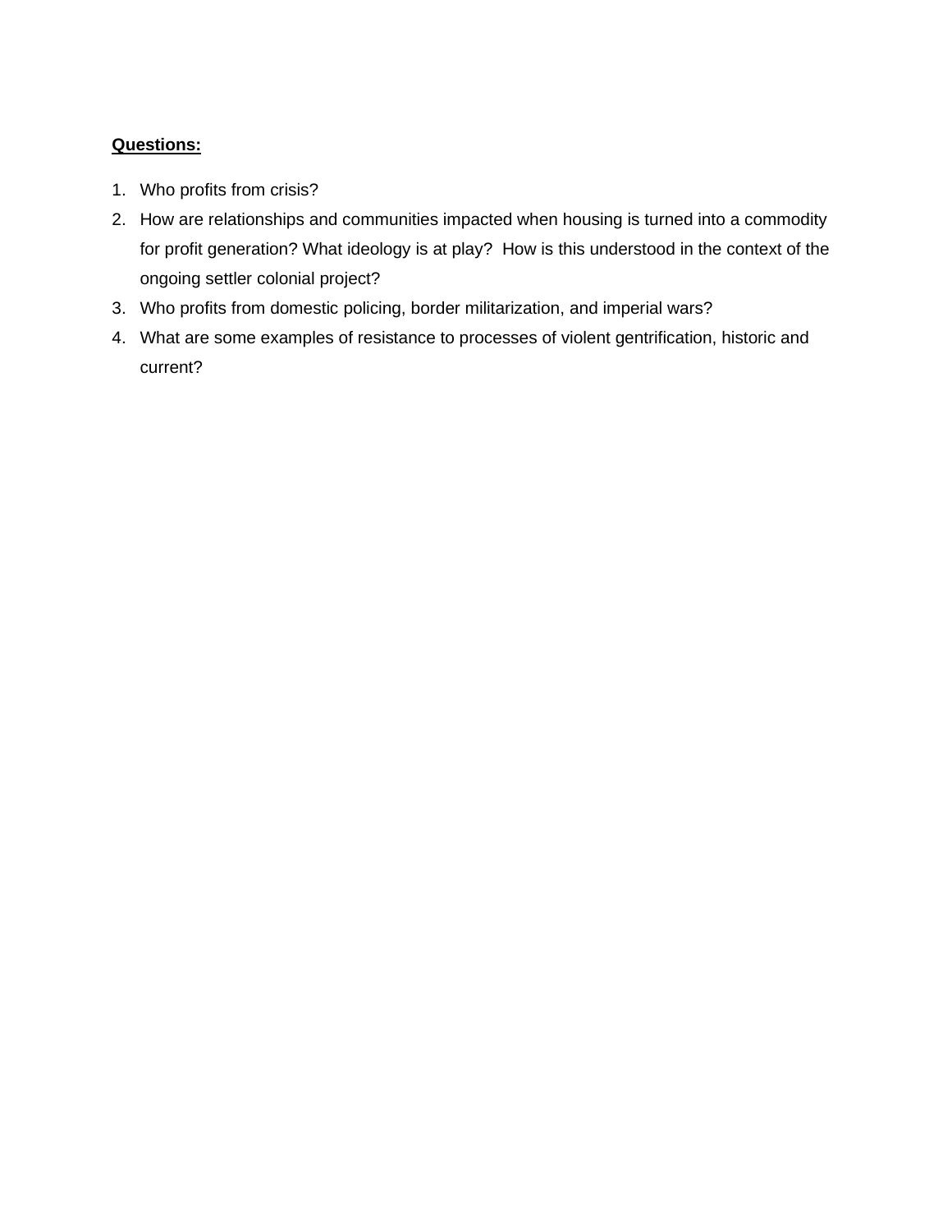**Questions:**

1. Who profits from crisis?
2. How are relationships and communities impacted when housing is turned into a commodity for profit generation? What ideology is at play? How is this understood in the context of the ongoing settler colonial project?
3. Who profits from domestic policing, border militarization, and imperial wars?
4. What are some examples of resistance to processes of violent gentrification, historic and current?